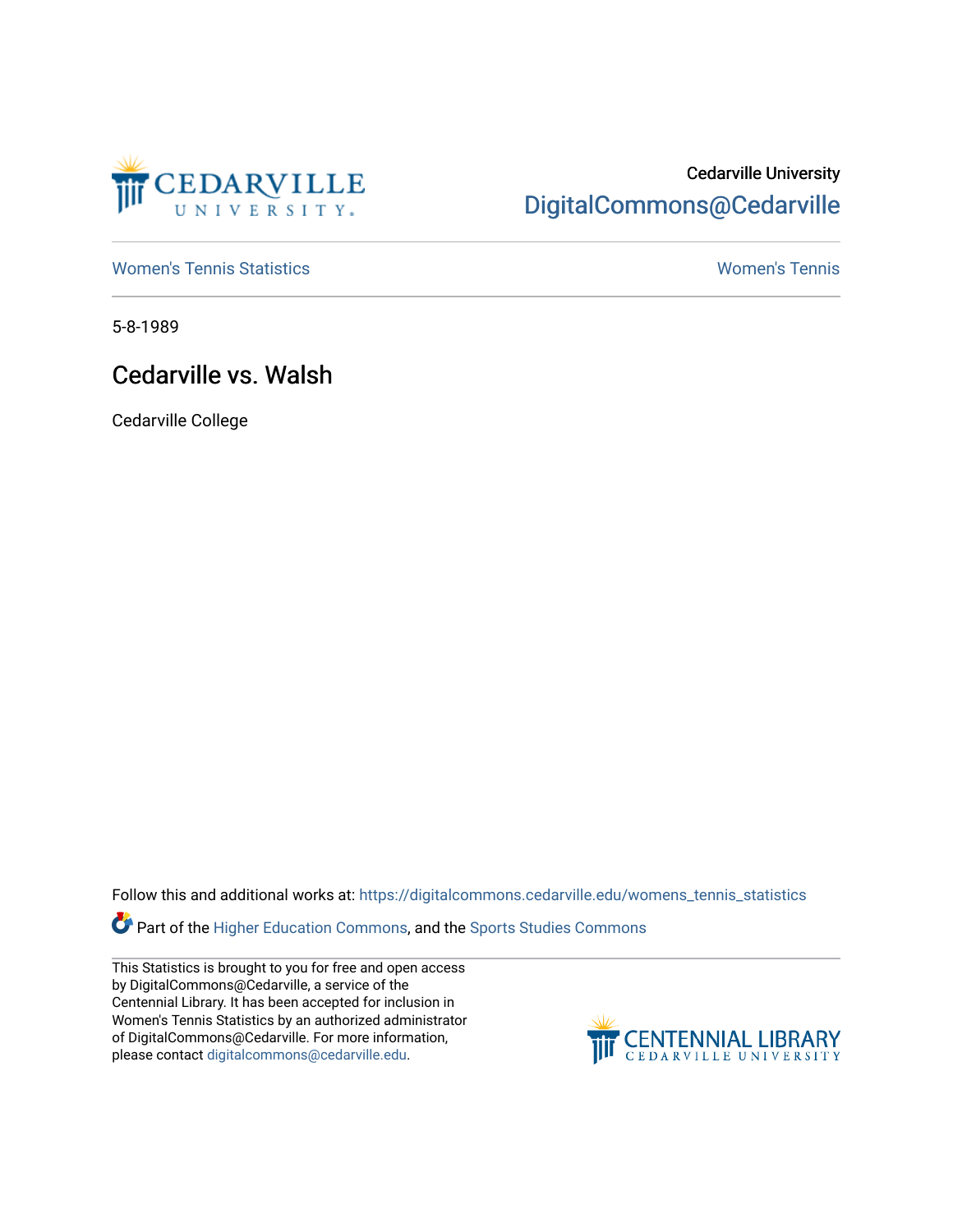Cedarville University

DigitalCommons@Cedarville

Women's Tennis Statistics

Women's Tennis

5-8-1989

# Cedarville vs. Walsh

Cedarville College

Follow this and additional works at: https://digitalcommons.cedarville.edu/womens_tennis_statistics

Part of the Higher Education Commons, and the Sports Studies Commons

This Statistics is brought to you for free and open access by DigitalCommons@Cedarville, a service of the Centennial Library. It has been accepted for inclusion in Women's Tennis Statistics by an authorized administrator of DigitalCommons@Cedarville. For more information, please contact digitalcommons@cedarville.edu.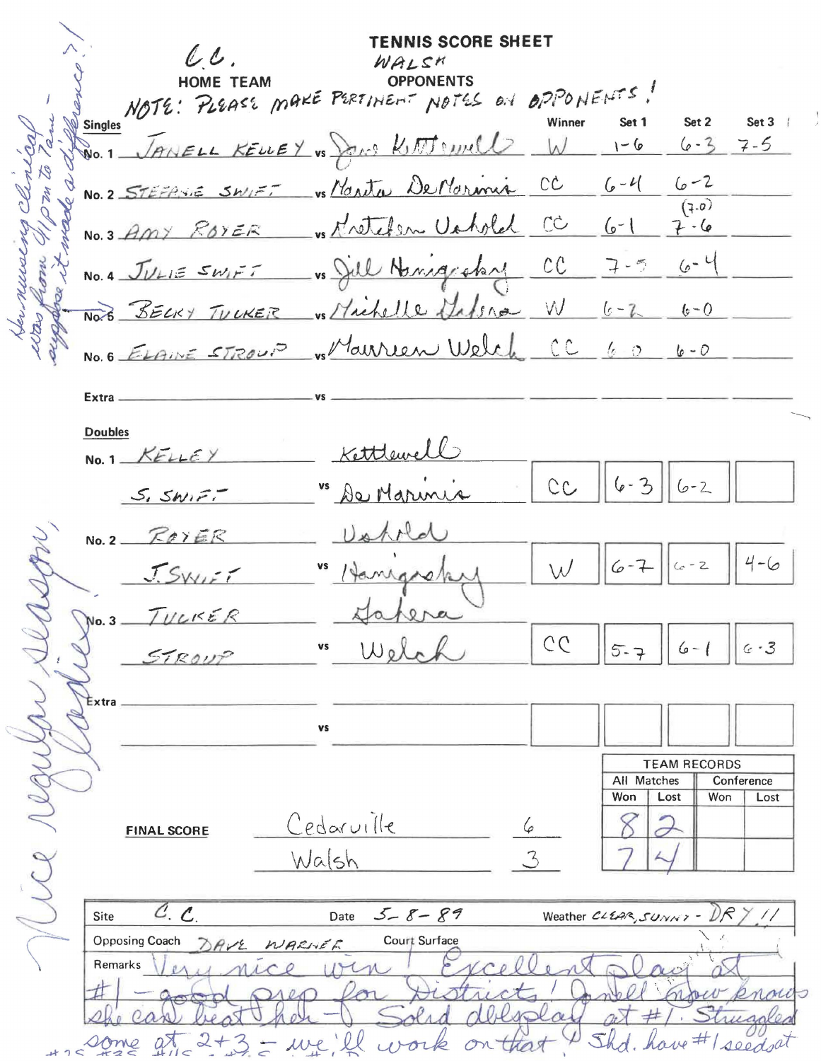C.C.
HOME TEAM

# TENNIS SCORE SHEET

WALSH
OPPONENTS

NOTE: PLEASE MAKE PERTINENT NOTES ON OPPONENTS!

**Singles**

| | Home | vs | Opponent | Winner | Set 1 | Set 2 | Set 3 |
|---|---|---|---|---|---|---|---|
| No. 1 | JANELL KELLEY | vs | Jane Kittlewell | W | 1-6 | 6-3 | 7-5 |
| No. 2 | STEFANIE SWIFT | vs | Marita DeMarinis | CC | 6-4 | 6-2 | |
| No. 3 | AMY ROYER | vs | Gretchen Uehold | CC | 6-1 | (7-0) 7-6 | |
| No. 4 | JULIE SWIFT | vs | Jill Hanigosky | CC | 7-5 | 6-4 | |
| No. 5 | BECKY TUCKER | vs | Michelle Gahera | W | 6-2 | 6-0 | |
| No. 6 | ELAINE STROUP | vs | Maureen Welch | CC | 6-0 | 6-0 | |
| Extra | | vs | | | | | |

**Doubles**

| | Home | vs | Opponent | Winner | Set 1 | Set 2 | Set 3 |
|---|---|---|---|---|---|---|---|
| No. 1 | KELLEY / S. SWIFT | vs | Kettlewell / De Marinis | CC | 6-3 | 6-2 | |
| No. 2 | ROYER / J. SWIFT | vs | Uehold / Hanigosky | W | 6-7 | 6-2 | 4-6 |
| No. 3 | TUCKER / STROUP | vs | Gahera / Welch | CC | 5-7 | 6-1 | 6-3 |
| Extra | | vs | | | | | |

**FINAL SCORE**

| | Score | All Matches Won | All Matches Lost | Conference Won | Conference Lost |
|---|---|---|---|---|---|
| Cedarville | 6 | 8 | 2 | | |
| Walsh | 3 | 7 | 4 | | |

Site C. C. Date 5-8-89 Weather CLEAR, SUNNY - DRY!!

Opposing Coach DAVE WARNER Court Surface

Remarks Very nice win! Excellent play at #1 - good prep for Districts! Janell now knows she can beat her - Solid dbls play at #1. Struggled some at 2+3 - we'll work on that! Shd. have #1 seed at

#2S #3S #4S ... #1 D

Her nursing clinical was from 4 pm to 7 am - suppose it made a difference?!

Nice regular season, Ladies!